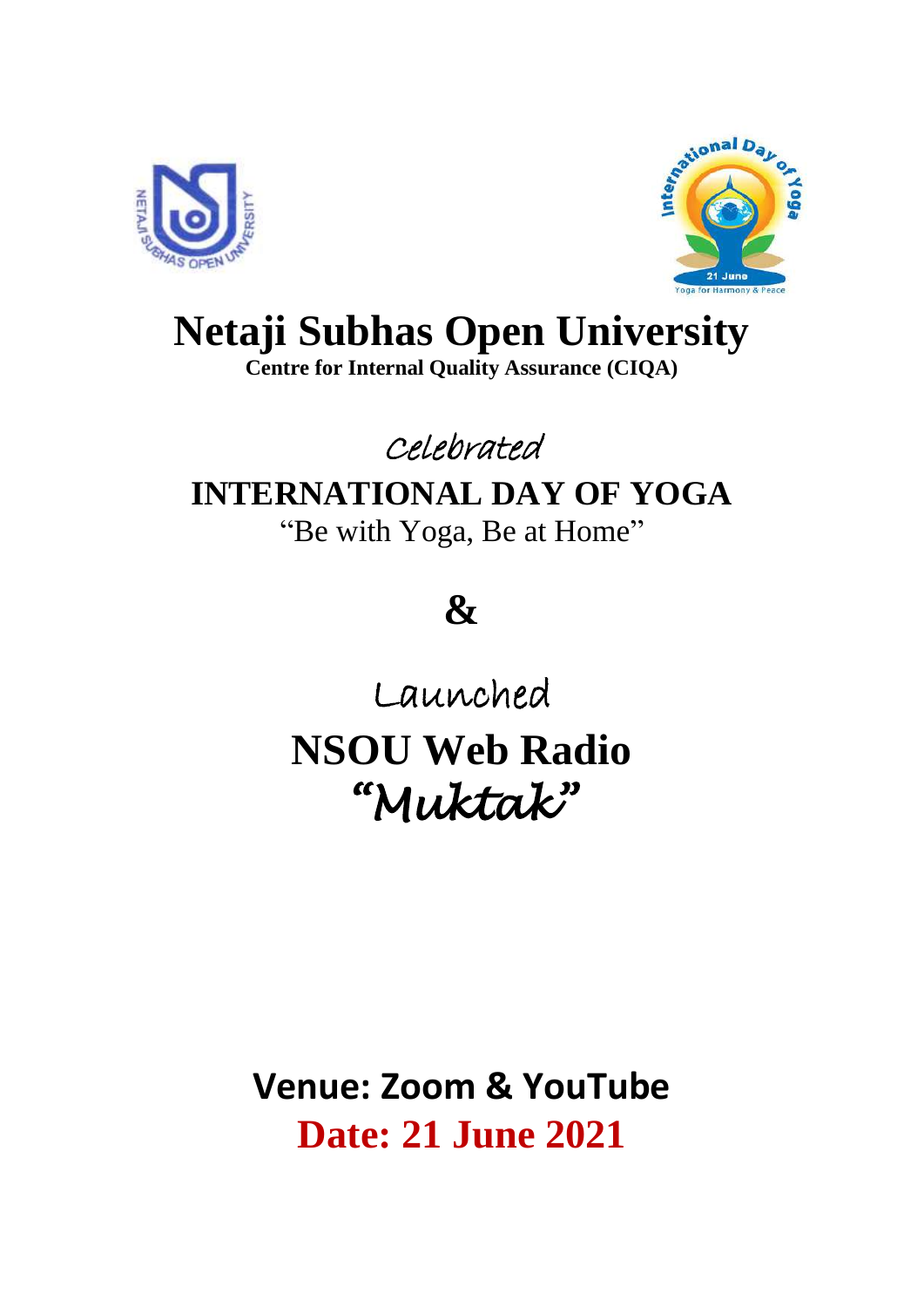# Netaji Subhas Open University

**Centre for Internal Quality Assurance (CIQA)**

*Celebrated*

## INTERNATIONAL DAY OF YOGA

"Be with Yoga, Be at Home"

## &

*Launched*

## NSOU Web Radio

## *"Muktak"*

**Venue: Zoom & YouTube**

**Date: 21 June 2021**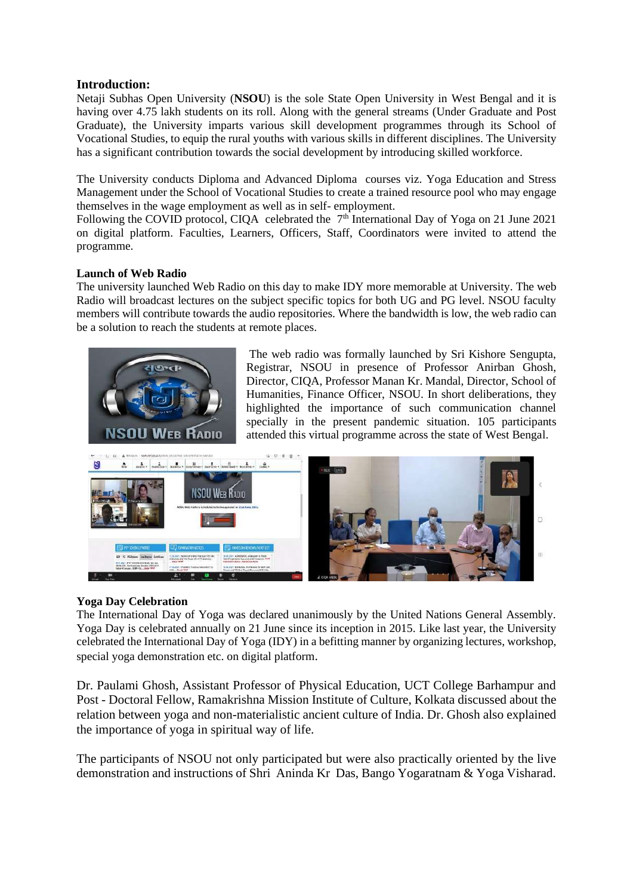## Introduction:

Netaji Subhas Open University (**NSOU**) is the sole State Open University in West Bengal and it is having over 4.75 lakh students on its roll. Along with the general streams (Under Graduate and Post Graduate), the University imparts various skill development programmes through its School of Vocational Studies, to equip the rural youths with various skills in different disciplines. The University has a significant contribution towards the social development by introducing skilled workforce.

The University conducts Diploma and Advanced Diploma courses viz. Yoga Education and Stress Management under the School of Vocational Studies to create a trained resource pool who may engage themselves in the wage employment as well as in self- employment.

Following the COVID protocol, CIQA celebrated the 7th International Day of Yoga on 21 June 2021 on digital platform. Faculties, Learners, Officers, Staff, Coordinators were invited to attend the programme.

**Launch of Web Radio**

The university launched Web Radio on this day to make IDY more memorable at University. The web Radio will broadcast lectures on the subject specific topics for both UG and PG level. NSOU faculty members will contribute towards the audio repositories. Where the bandwidth is low, the web radio can be a solution to reach the students at remote places.

The web radio was formally launched by Sri Kishore Sengupta, Registrar, NSOU in presence of Professor Anirban Ghosh, Director, CIQA, Professor Manan Kr. Mandal, Director, School of Humanities, Finance Officer, NSOU. In short deliberations, they highlighted the importance of such communication channel specially in the present pandemic situation. 105 participants attended this virtual programme across the state of West Bengal.

**Yoga Day Celebration**

The International Day of Yoga was declared unanimously by the United Nations General Assembly. Yoga Day is celebrated annually on 21 June since its inception in 2015. Like last year, the University celebrated the International Day of Yoga (IDY) in a befitting manner by organizing lectures, workshop, special yoga demonstration etc. on digital platform.

Dr. Paulami Ghosh, Assistant Professor of Physical Education, UCT College Barhampur and Post - Doctoral Fellow, Ramakrishna Mission Institute of Culture, Kolkata discussed about the relation between yoga and non-materialistic ancient culture of India. Dr. Ghosh also explained the importance of yoga in spiritual way of life.

The participants of NSOU not only participated but were also practically oriented by the live demonstration and instructions of Shri Aninda Kr Das, Bango Yogaratnam & Yoga Visharad.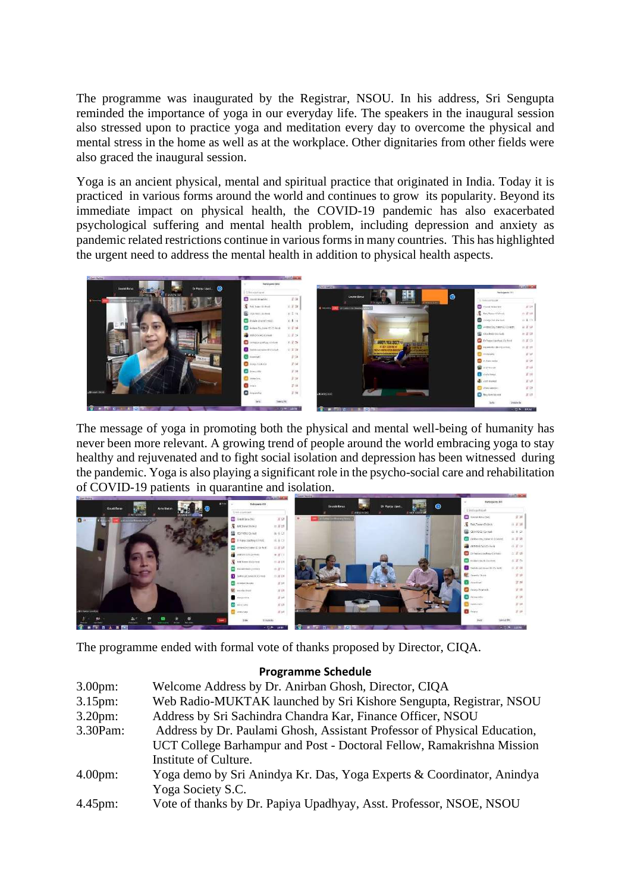The programme was inaugurated by the Registrar, NSOU. In his address, Sri Sengupta reminded the importance of yoga in our everyday life. The speakers in the inaugural session also stressed upon to practice yoga and meditation every day to overcome the physical and mental stress in the home as well as at the workplace. Other dignitaries from other fields were also graced the inaugural session.

Yoga is an ancient physical, mental and spiritual practice that originated in India. Today it is practiced in various forms around the world and continues to grow its popularity. Beyond its immediate impact on physical health, the COVID-19 pandemic has also exacerbated psychological suffering and mental health problem, including depression and anxiety as pandemic related restrictions continue in various forms in many countries. This has highlighted the urgent need to address the mental health in addition to physical health aspects.

The message of yoga in promoting both the physical and mental well-being of humanity has never been more relevant. A growing trend of people around the world embracing yoga to stay healthy and rejuvenated and to fight social isolation and depression has been witnessed during the pandemic. Yoga is also playing a significant role in the psycho-social care and rehabilitation of COVID-19 patients in quarantine and isolation.

The programme ended with formal vote of thanks proposed by Director, CIQA.

## Programme Schedule

| | |
|---|---|
| 3.00pm: | Welcome Address by Dr. Anirban Ghosh, Director, CIQA |
| 3.15pm: | Web Radio-MUKTAK launched by Sri Kishore Sengupta, Registrar, NSOU |
| 3.20pm: | Address by Sri Sachindra Chandra Kar, Finance Officer, NSOU |
| 3.30Pam: | Address by Dr. Paulami Ghosh, Assistant Professor of Physical Education, UCT College Barhampur and Post - Doctoral Fellow, Ramakrishna Mission Institute of Culture. |
| 4.00pm: | Yoga demo by Sri Anindya Kr. Das, Yoga Experts & Coordinator, Anindya Yoga Society S.C. |
| 4.45pm: | Vote of thanks by Dr. Papiya Upadhyay, Asst. Professor, NSOE, NSOU |